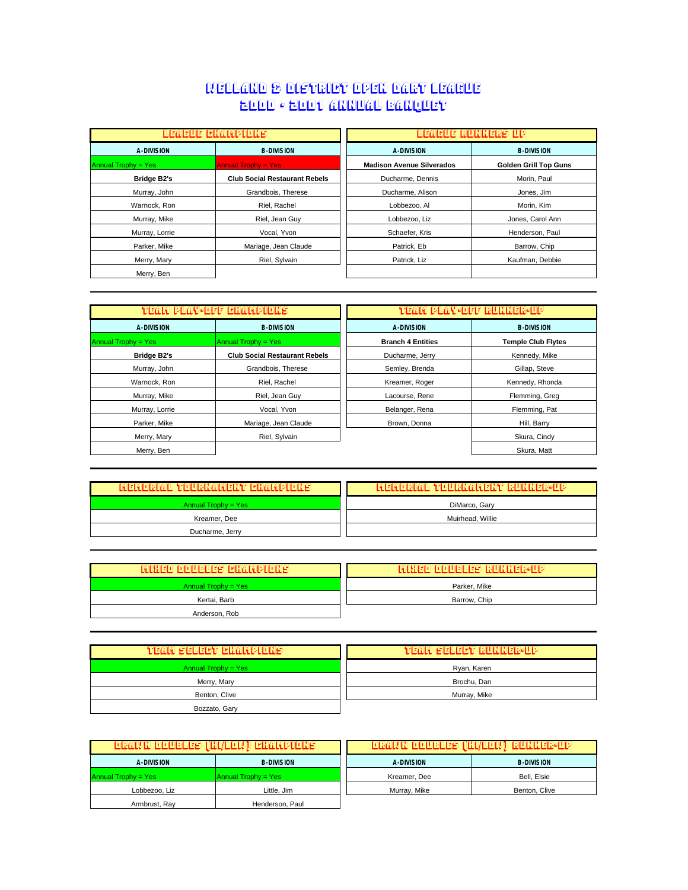# WELLAND & DISTRICT OPEN DART LEAGUE
# 2000 - 2001 ANNUAL BANQUET

| LEAGUE CHAMPIONS | | LEAGUE RUNNERS UP | |
|---|---|---|---|
| **A-DIVISION** | **B-DIVISION** | **A-DIVISION** | **B-DIVISION** |
| Annual Trophy = Yes | Annual Trophy = Yes | **Madison Avenue Silverados** | **Golden Grill Top Guns** |
| **Bridge B2's** | **Club Social Restaurant Rebels** | Ducharme, Dennis | Morin, Paul |
| Murray, John | Grandbois, Therese | Ducharme, Alison | Jones, Jim |
| Warnock, Ron | Riel, Rachel | Lobbezoo, Al | Morin, Kim |
| Murray, Mike | Riel, Jean Guy | Lobbezoo, Liz | Jones, Carol Ann |
| Murray, Lorrie | Vocal, Yvon | Schaefer, Kris | Henderson, Paul |
| Parker, Mike | Mariage, Jean Claude | Patrick, Eb | Barrow, Chip |
| Merry, Mary | Riel, Sylvain | Patrick, Liz | Kaufman, Debbie |
| Merry, Ben | | | |

| TEAM PLAY-OFF CHAMPIONS | | TEAM PLAY-OFF RUNNER-UP | |
|---|---|---|---|
| **A-DIVISION** | **B-DIVISION** | **A-DIVISION** | **B-DIVISION** |
| Annual Trophy = Yes | Annual Trophy = Yes | **Branch 4 Entities** | **Temple Club Flytes** |
| **Bridge B2's** | **Club Social Restaurant Rebels** | Ducharme, Jerry | Kennedy, Mike |
| Murray, John | Grandbois, Therese | Semley, Brenda | Gillap, Steve |
| Warnock, Ron | Riel, Rachel | Kreamer, Roger | Kennedy, Rhonda |
| Murray, Mike | Riel, Jean Guy | Lacourse, Rene | Flemming, Greg |
| Murray, Lorrie | Vocal, Yvon | Belanger, Rena | Flemming, Pat |
| Parker, Mike | Mariage, Jean Claude | Brown, Donna | Hill, Barry |
| Merry, Mary | Riel, Sylvain | | Skura, Cindy |
| Merry, Ben | | | Skura, Matt |

| MEMORIAL TOURNAMENT CHAMPIONS | MEMORIAL TOURNAMENT RUNNER-UP |
|---|---|
| Annual Trophy = Yes | DiMarco, Gary |
| Kreamer, Dee | Muirhead, Willie |
| Ducharme, Jerry | |

| MIXED DOUBLES CHAMPIONS | MIXED DOUBLES RUNNER-UP |
|---|---|
| Annual Trophy = Yes | Parker, Mike |
| Kertai, Barb | Barrow, Chip |
| Anderson, Rob | |

| TEAM SELECT CHAMPIONS | TEAM SELECT RUNNER-UP |
|---|---|
| Annual Trophy = Yes | Ryan, Karen |
| Merry, Mary | Brochu, Dan |
| Benton, Clive | Murray, Mike |
| Bozzato, Gary | |

| DRAWN DOUBLES (HI/LOW) CHAMPIONS | | DRAWN DOUBLES (HI/LOW) RUNNER-UP | |
|---|---|---|---|
| **A-DIVISION** | **B-DIVISION** | **A-DIVISION** | **B-DIVISION** |
| Annual Trophy = Yes | Annual Trophy = Yes | Kreamer, Dee | Bell, Elsie |
| Lobbezoo, Liz | Little, Jim | Murray, Mike | Benton, Clive |
| Armbrust, Ray | Henderson, Paul | | |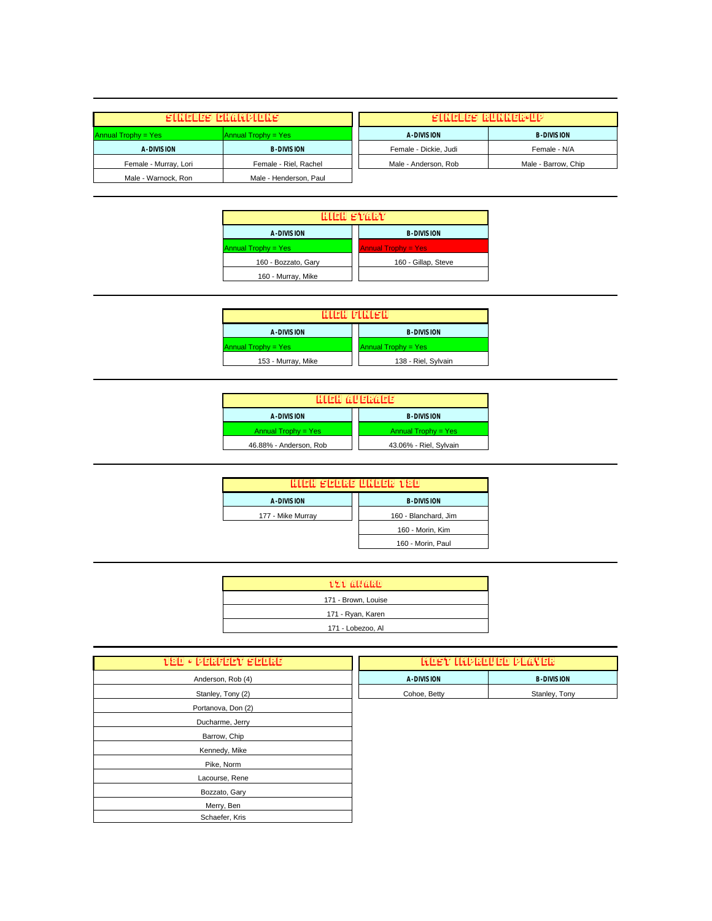## SINGLES CHAMPIONS

| | |
|---|---|
| Annual Trophy = Yes | Annual Trophy = Yes |
| A-DIVISION | B-DIVISION |
| Female - Murray, Lori | Female - Riel, Rachel |
| Male - Warnock, Ron | Male - Henderson, Paul |

## SINGLES RUNNER-UP

| A-DIVISION | B-DIVISION |
|---|---|
| Female - Dickie, Judi | Female - N/A |
| Male - Anderson, Rob | Male - Barrow, Chip |

## HIGH START

| A-DIVISION | B-DIVISION |
|---|---|
| Annual Trophy = Yes | Annual Trophy = Yes |
| 160 - Bozzato, Gary | 160 - Gillap, Steve |
| 160 - Murray, Mike | |

## HIGH FINISH

| A-DIVISION | B-DIVISION |
|---|---|
| Annual Trophy = Yes | Annual Trophy = Yes |
| 153 - Murray, Mike | 138 - Riel, Sylvain |

## HIGH AVERAGE

| A-DIVISION | B-DIVISION |
|---|---|
| Annual Trophy = Yes | Annual Trophy = Yes |
| 46.88% - Anderson, Rob | 43.06% - Riel, Sylvain |

## HIGH SCORE UNDER 180

| A-DIVISION | B-DIVISION |
|---|---|
| 177 - Mike Murray | 160 - Blanchard, Jim |
| | 160 - Morin, Kim |
| | 160 - Morin, Paul |

## 171 AWARD

171 - Brown, Louise

171 - Ryan, Karen

171 - Lobezoo, Al

## 180 - PERFECT SCORE

Anderson, Rob (4)

Stanley, Tony (2)

Portanova, Don (2)

Ducharme, Jerry

Barrow, Chip

Kennedy, Mike

Pike, Norm

Lacourse, Rene

Bozzato, Gary

Merry, Ben

Schaefer, Kris

## MOST IMPROVED PLAYER

| A-DIVISION | B-DIVISION |
|---|---|
| Cohoe, Betty | Stanley, Tony |